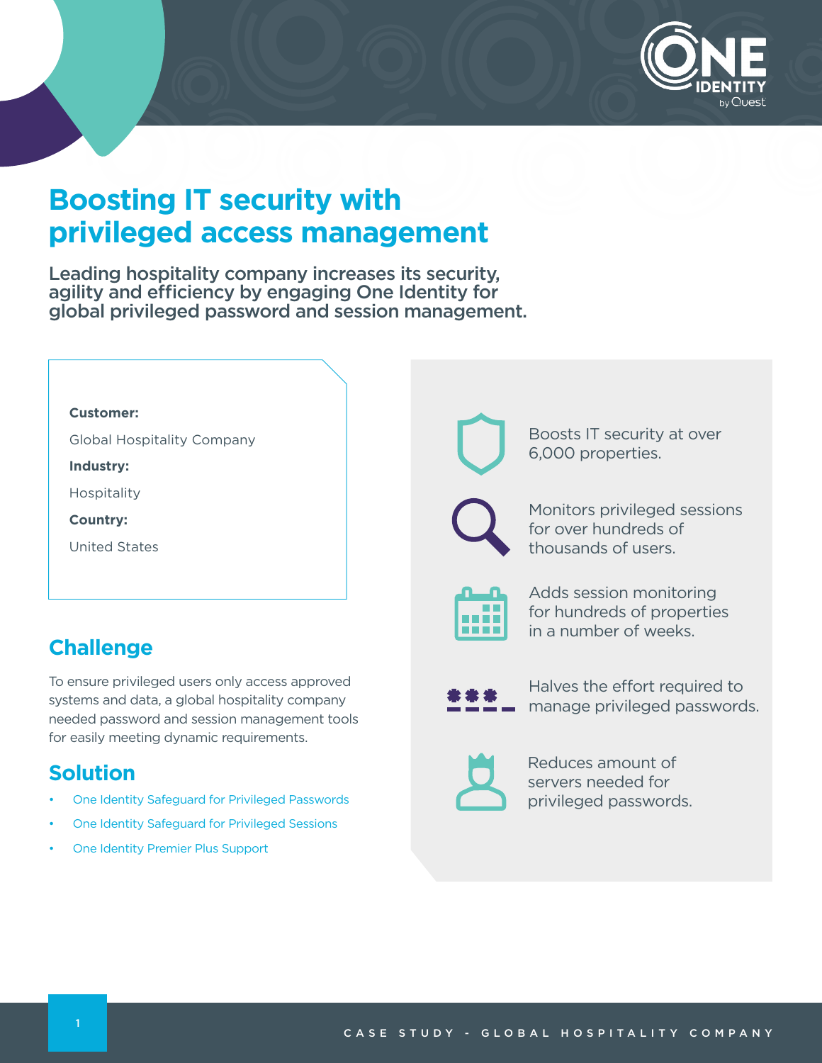# Boosting IT security with privileged access management

## Leading hospitality company increases its security, agility and efficiency by engaging One Identity for global privileged password and session management.

**Customer:**

Global Hospitality Company

**Industry:**

Hospitality

**Country:**

United States

## Challenge

To ensure privileged users only access approved systems and data, a global hospitality company needed password and session management tools for easily meeting dynamic requirements.

## Solution

- One Identity Safeguard for Privileged Passwords
- One Identity Safeguard for Privileged Sessions
- One Identity Premier Plus Support

Boosts IT security at over 6,000 properties.

Monitors privileged sessions for over hundreds of thousands of users.

Adds session monitoring for hundreds of properties in a number of weeks.

Halves the effort required to manage privileged passwords.

Reduces amount of servers needed for privileged passwords.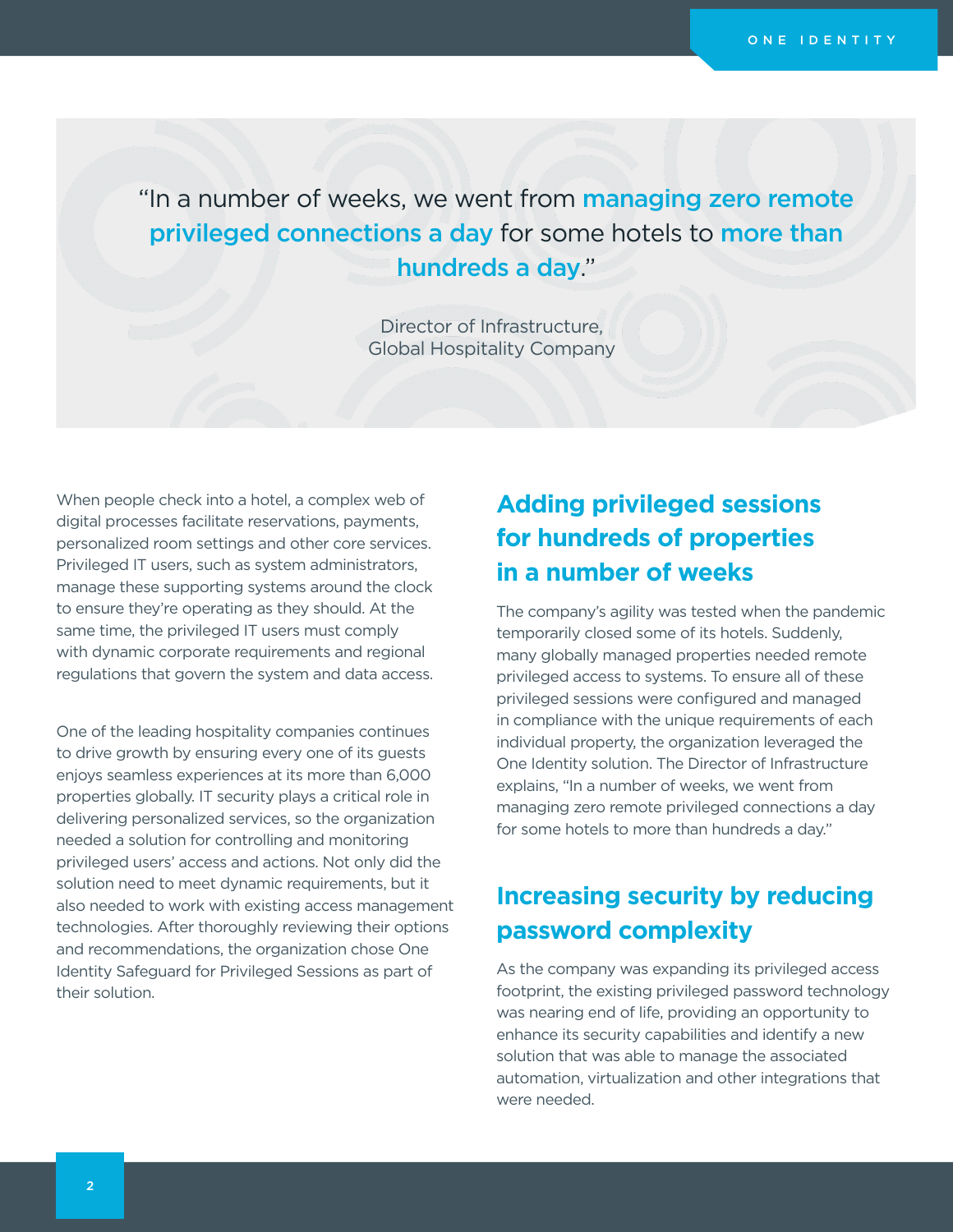> "In a number of weeks, we went from **managing zero remote privileged connections a day** for some hotels to **more than hundreds a day**."
>
> Director of Infrastructure,
> Global Hospitality Company

When people check into a hotel, a complex web of digital processes facilitate reservations, payments, personalized room settings and other core services. Privileged IT users, such as system administrators, manage these supporting systems around the clock to ensure they're operating as they should. At the same time, the privileged IT users must comply with dynamic corporate requirements and regional regulations that govern the system and data access.

One of the leading hospitality companies continues to drive growth by ensuring every one of its guests enjoys seamless experiences at its more than 6,000 properties globally. IT security plays a critical role in delivering personalized services, so the organization needed a solution for controlling and monitoring privileged users' access and actions. Not only did the solution need to meet dynamic requirements, but it also needed to work with existing access management technologies. After thoroughly reviewing their options and recommendations, the organization chose One Identity Safeguard for Privileged Sessions as part of their solution.

## Adding privileged sessions for hundreds of properties in a number of weeks

The company's agility was tested when the pandemic temporarily closed some of its hotels. Suddenly, many globally managed properties needed remote privileged access to systems. To ensure all of these privileged sessions were configured and managed in compliance with the unique requirements of each individual property, the organization leveraged the One Identity solution. The Director of Infrastructure explains, "In a number of weeks, we went from managing zero remote privileged connections a day for some hotels to more than hundreds a day."

## Increasing security by reducing password complexity

As the company was expanding its privileged access footprint, the existing privileged password technology was nearing end of life, providing an opportunity to enhance its security capabilities and identify a new solution that was able to manage the associated automation, virtualization and other integrations that were needed.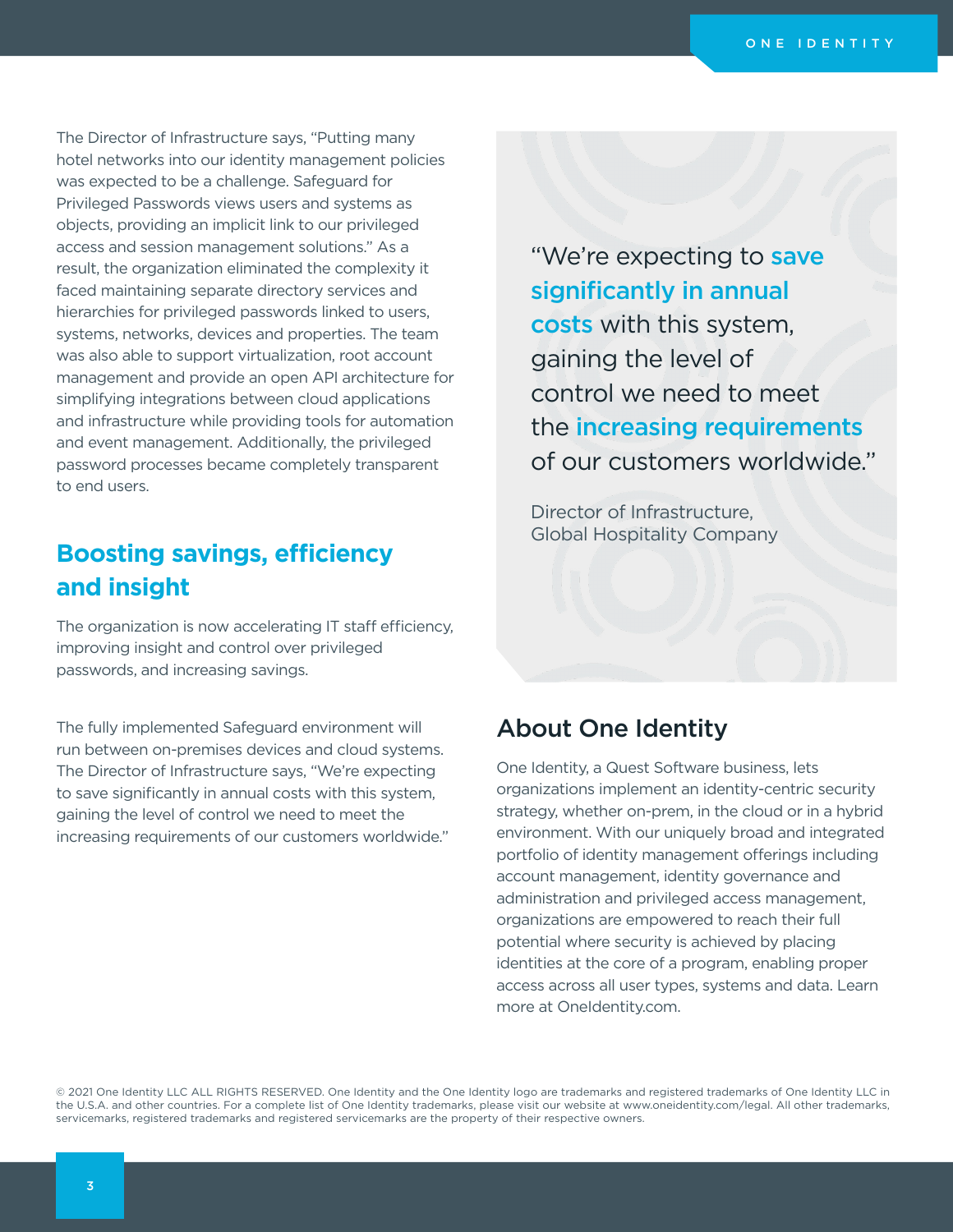The Director of Infrastructure says, "Putting many hotel networks into our identity management policies was expected to be a challenge. Safeguard for Privileged Passwords views users and systems as objects, providing an implicit link to our privileged access and session management solutions." As a result, the organization eliminated the complexity it faced maintaining separate directory services and hierarchies for privileged passwords linked to users, systems, networks, devices and properties. The team was also able to support virtualization, root account management and provide an open API architecture for simplifying integrations between cloud applications and infrastructure while providing tools for automation and event management. Additionally, the privileged password processes became completely transparent to end users.

## Boosting savings, efficiency and insight

The organization is now accelerating IT staff efficiency, improving insight and control over privileged passwords, and increasing savings.

The fully implemented Safeguard environment will run between on-premises devices and cloud systems. The Director of Infrastructure says, "We're expecting to save significantly in annual costs with this system, gaining the level of control we need to meet the increasing requirements of our customers worldwide."

> "We're expecting to **save significantly in annual costs** with this system, gaining the level of control we need to meet the **increasing requirements** of our customers worldwide."
>
> Director of Infrastructure,
> Global Hospitality Company

## About One Identity

One Identity, a Quest Software business, lets organizations implement an identity-centric security strategy, whether on-prem, in the cloud or in a hybrid environment. With our uniquely broad and integrated portfolio of identity management offerings including account management, identity governance and administration and privileged access management, organizations are empowered to reach their full potential where security is achieved by placing identities at the core of a program, enabling proper access across all user types, systems and data. Learn more at OneIdentity.com.

© 2021 One Identity LLC ALL RIGHTS RESERVED. One Identity and the One Identity logo are trademarks and registered trademarks of One Identity LLC in the U.S.A. and other countries. For a complete list of One Identity trademarks, please visit our website at www.oneidentity.com/legal. All other trademarks, servicemarks, registered trademarks and registered servicemarks are the property of their respective owners.